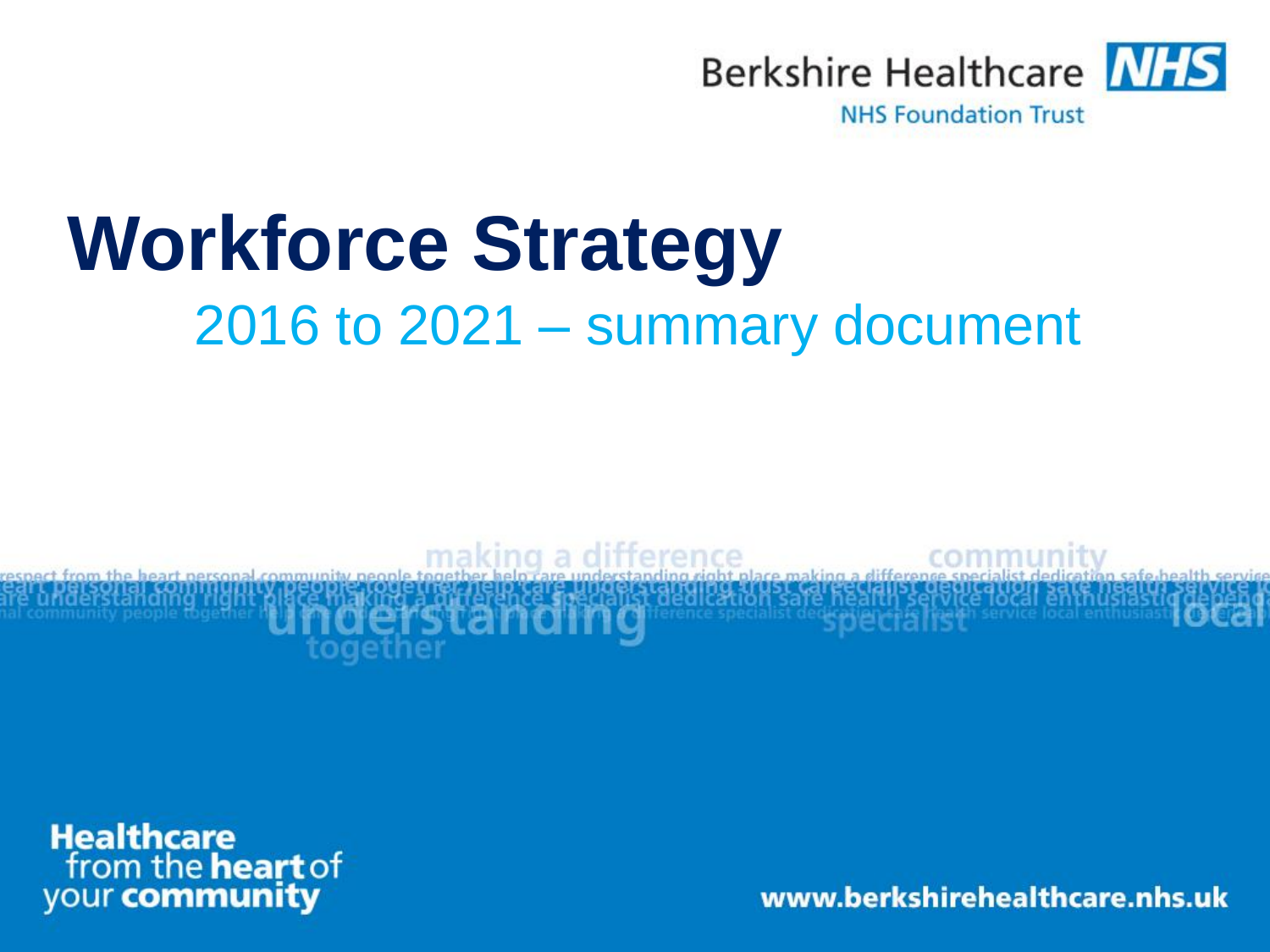Berkshire Healthcare NHS

NHS Foundation Trust

# Workforce Strategy

## 2016 to 2021 – summary document

**Healthcare** from the **heart** of your **community**

www.berkshirehealthcare.nhs.uk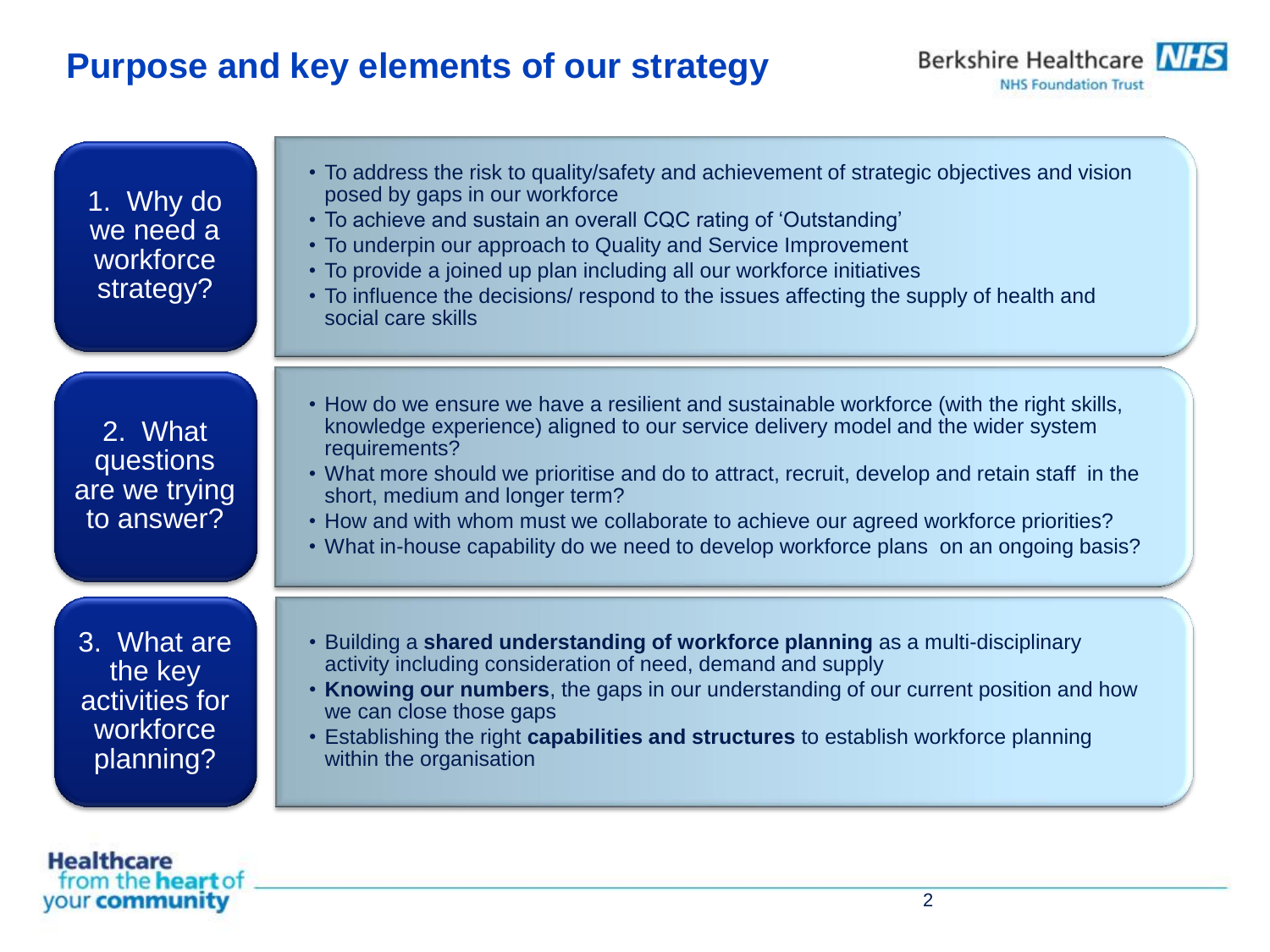# Purpose and key elements of our strategy

## 1. Why do we need a workforce strategy?

- To address the risk to quality/safety and achievement of strategic objectives and vision posed by gaps in our workforce
- To achieve and sustain an overall CQC rating of 'Outstanding'
- To underpin our approach to Quality and Service Improvement
- To provide a joined up plan including all our workforce initiatives
- To influence the decisions/ respond to the issues affecting the supply of health and social care skills

## 2. What questions are we trying to answer?

- How do we ensure we have a resilient and sustainable workforce (with the right skills, knowledge experience) aligned to our service delivery model and the wider system requirements?
- What more should we prioritise and do to attract, recruit, develop and retain staff in the short, medium and longer term?
- How and with whom must we collaborate to achieve our agreed workforce priorities?
- What in-house capability do we need to develop workforce plans on an ongoing basis?

## 3. What are the key activities for workforce planning?

- Building a **shared understanding of workforce planning** as a multi-disciplinary activity including consideration of need, demand and supply
- **Knowing our numbers**, the gaps in our understanding of our current position and how we can close those gaps
- Establishing the right **capabilities and structures** to establish workforce planning within the organisation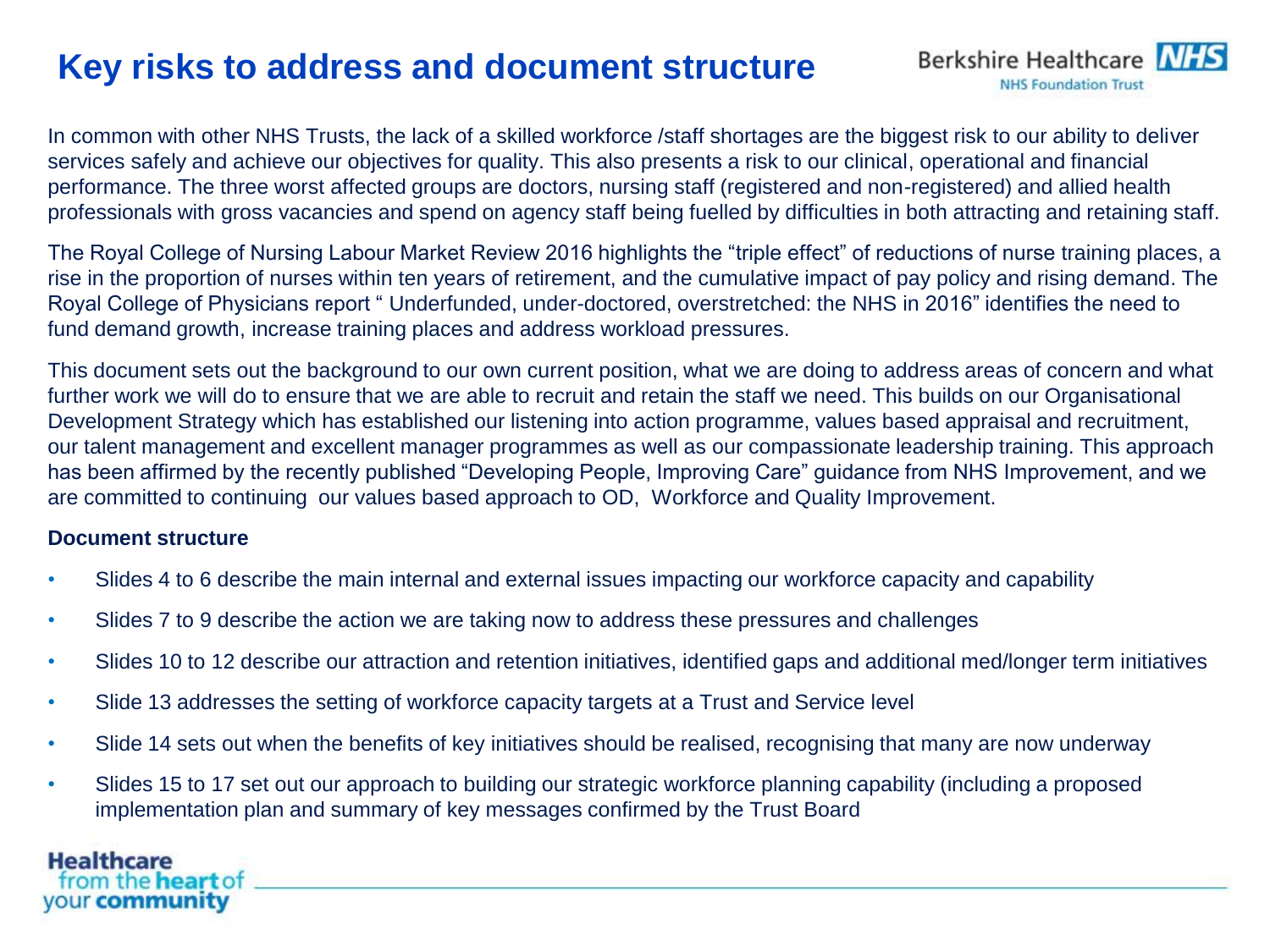# Key risks to address and document structure

In common with other NHS Trusts, the lack of a skilled workforce /staff shortages are the biggest risk to our ability to deliver services safely and achieve our objectives for quality. This also presents a risk to our clinical, operational and financial performance. The three worst affected groups are doctors, nursing staff (registered and non-registered) and allied health professionals with gross vacancies and spend on agency staff being fuelled by difficulties in both attracting and retaining staff.

The Royal College of Nursing Labour Market Review 2016 highlights the "triple effect" of reductions of nurse training places, a rise in the proportion of nurses within ten years of retirement, and the cumulative impact of pay policy and rising demand. The Royal College of Physicians report " Underfunded, under-doctored, overstretched: the NHS in 2016" identifies the need to fund demand growth, increase training places and address workload pressures.

This document sets out the background to our own current position, what we are doing to address areas of concern and what further work we will do to ensure that we are able to recruit and retain the staff we need. This builds on our Organisational Development Strategy which has established our listening into action programme, values based appraisal and recruitment, our talent management and excellent manager programmes as well as our compassionate leadership training. This approach has been affirmed by the recently published "Developing People, Improving Care" guidance from NHS Improvement, and we are committed to continuing our values based approach to OD, Workforce and Quality Improvement.

**Document structure**

- Slides 4 to 6 describe the main internal and external issues impacting our workforce capacity and capability
- Slides 7 to 9 describe the action we are taking now to address these pressures and challenges
- Slides 10 to 12 describe our attraction and retention initiatives, identified gaps and additional med/longer term initiatives
- Slide 13 addresses the setting of workforce capacity targets at a Trust and Service level
- Slide 14 sets out when the benefits of key initiatives should be realised, recognising that many are now underway
- Slides 15 to 17 set out our approach to building our strategic workforce planning capability (including a proposed implementation plan and summary of key messages confirmed by the Trust Board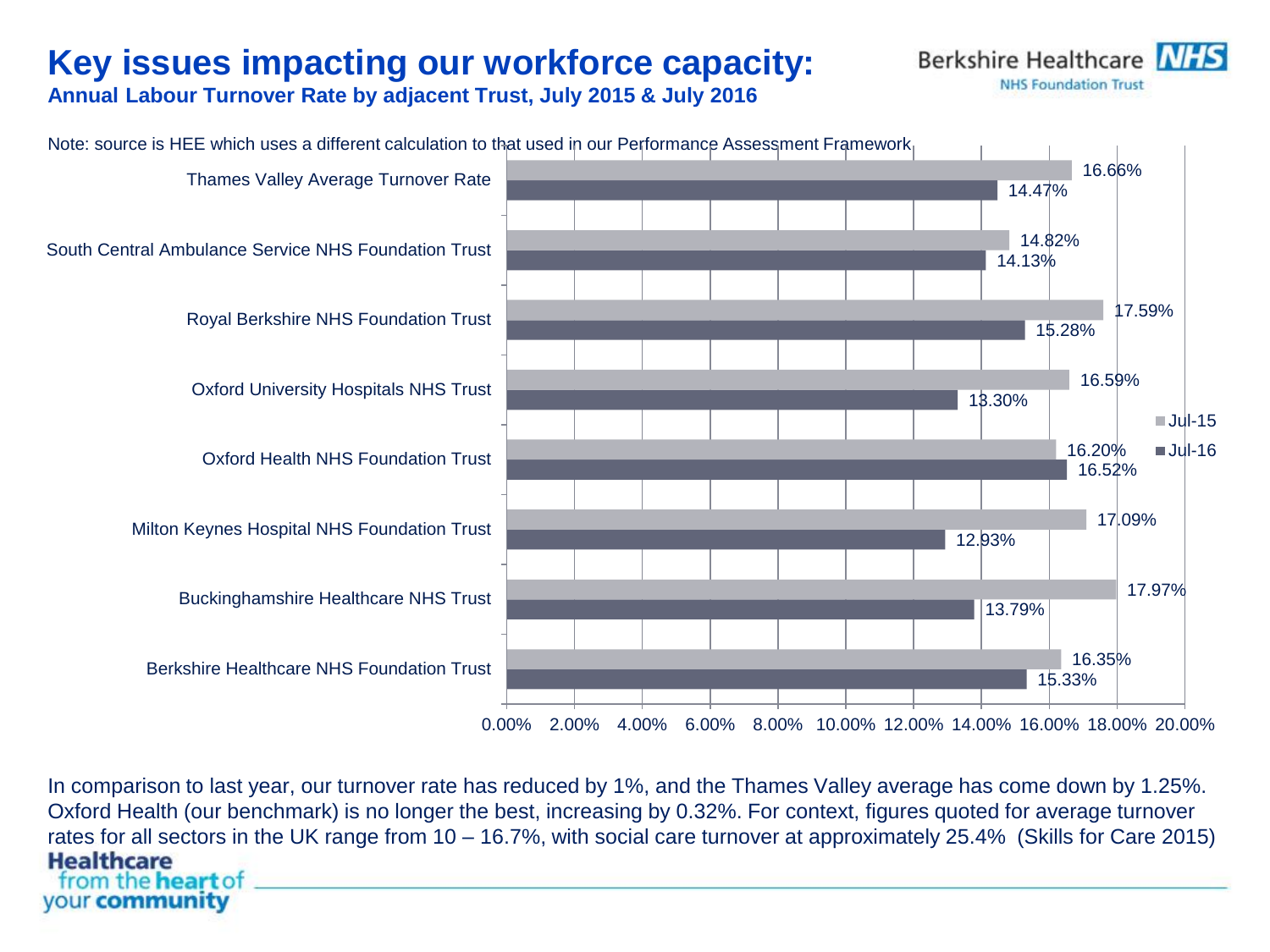# Key issues impacting our workforce capacity:

**Annual Labour Turnover Rate by adjacent Trust, July 2015 & July 2016**

Berkshire Healthcare NHS Foundation Trust

Note: source is HEE which uses a different calculation to that used in our Performance Assessment Framework

| Trust | Jul-15 | Jul-16 |
|---|---|---|
| Thames Valley Average Turnover Rate | 16.66% | 14.47% |
| South Central Ambulance Service NHS Foundation Trust | 14.82% | 14.13% |
| Royal Berkshire NHS Foundation Trust | 17.59% | 15.28% |
| Oxford University Hospitals NHS Trust | 16.59% | 13.30% |
| Oxford Health NHS Foundation Trust | 16.20% | 16.52% |
| Milton Keynes Hospital NHS Foundation Trust | 17.09% | 12.93% |
| Buckinghamshire Healthcare NHS Trust | 17.97% | 13.79% |
| Berkshire Healthcare NHS Foundation Trust | 16.35% | 15.33% |

In comparison to last year, our turnover rate has reduced by 1%, and the Thames Valley average has come down by 1.25%. Oxford Health (our benchmark) is no longer the best, increasing by 0.32%. For context, figures quoted for average turnover rates for all sectors in the UK range from 10 – 16.7%, with social care turnover at approximately 25.4% (Skills for Care 2015)

Healthcare from the heart of your community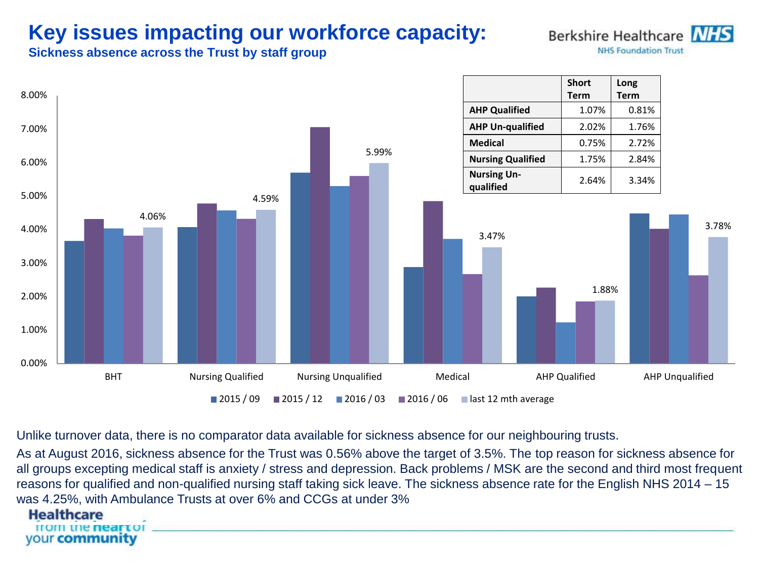# Key issues impacting our workforce capacity:

## Sickness absence across the Trust by staff group

| | Short Term | Long Term |
|---|---|---|
| AHP Qualified | 1.07% | 0.81% |
| AHP Un-qualified | 2.02% | 1.76% |
| Medical | 0.75% | 2.72% |
| Nursing Qualified | 1.75% | 2.84% |
| Nursing Un-qualified | 2.64% | 3.34% |

Chart: sickness absence by staff group (2015 / 09, 2015 / 12, 2016 / 03, 2016 / 06, last 12 mth average). Labelled last 12 mth averages: BHT 4.06%; Nursing Qualified 4.59%; Nursing Unqualified 5.99%; Medical 3.47%; AHP Qualified 1.88%; AHP Unqualified 3.78%.

Unlike turnover data, there is no comparator data available for sickness absence for our neighbouring trusts.

As at August 2016, sickness absence for the Trust was 0.56% above the target of 3.5%. The top reason for sickness absence for all groups excepting medical staff is anxiety / stress and depression. Back problems / MSK are the second and third most frequent reasons for qualified and non-qualified nursing staff taking sick leave. The sickness absence rate for the English NHS 2014 – 15 was 4.25%, with Ambulance Trusts at over 6% and CCGs at under 3%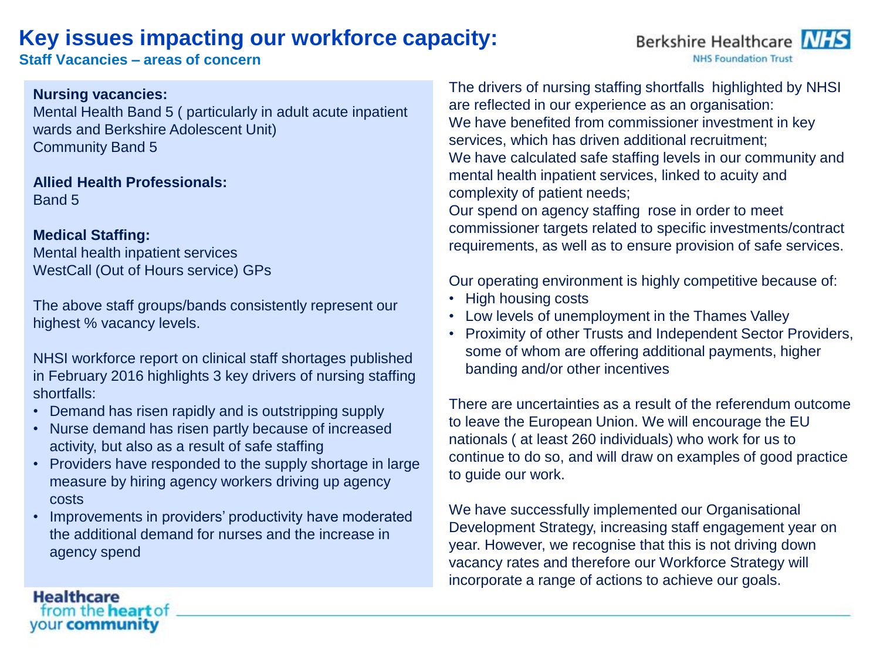# Key issues impacting our workforce capacity:

## Staff Vacancies – areas of concern

**Nursing vacancies:**
Mental Health Band 5 ( particularly in adult acute inpatient wards and Berkshire Adolescent Unit)
Community Band 5

**Allied Health Professionals:**
Band 5

**Medical Staffing:**
Mental health inpatient services
WestCall (Out of Hours service) GPs

The above staff groups/bands consistently represent our highest % vacancy levels.

NHSI workforce report on clinical staff shortages published in February 2016 highlights 3 key drivers of nursing staffing shortfalls:

- Demand has risen rapidly and is outstripping supply
- Nurse demand has risen partly because of increased activity, but also as a result of safe staffing
- Providers have responded to the supply shortage in large measure by hiring agency workers driving up agency costs
- Improvements in providers' productivity have moderated the additional demand for nurses and the increase in agency spend

The drivers of nursing staffing shortfalls highlighted by NHSI are reflected in our experience as an organisation:
We have benefited from commissioner investment in key services, which has driven additional recruitment;
We have calculated safe staffing levels in our community and mental health inpatient services, linked to acuity and complexity of patient needs;
Our spend on agency staffing rose in order to meet commissioner targets related to specific investments/contract requirements, as well as to ensure provision of safe services.

Our operating environment is highly competitive because of:

- High housing costs
- Low levels of unemployment in the Thames Valley
- Proximity of other Trusts and Independent Sector Providers, some of whom are offering additional payments, higher banding and/or other incentives

There are uncertainties as a result of the referendum outcome to leave the European Union. We will encourage the EU nationals ( at least 260 individuals) who work for us to continue to do so, and will draw on examples of good practice to guide our work.

We have successfully implemented our Organisational Development Strategy, increasing staff engagement year on year. However, we recognise that this is not driving down vacancy rates and therefore our Workforce Strategy will incorporate a range of actions to achieve our goals.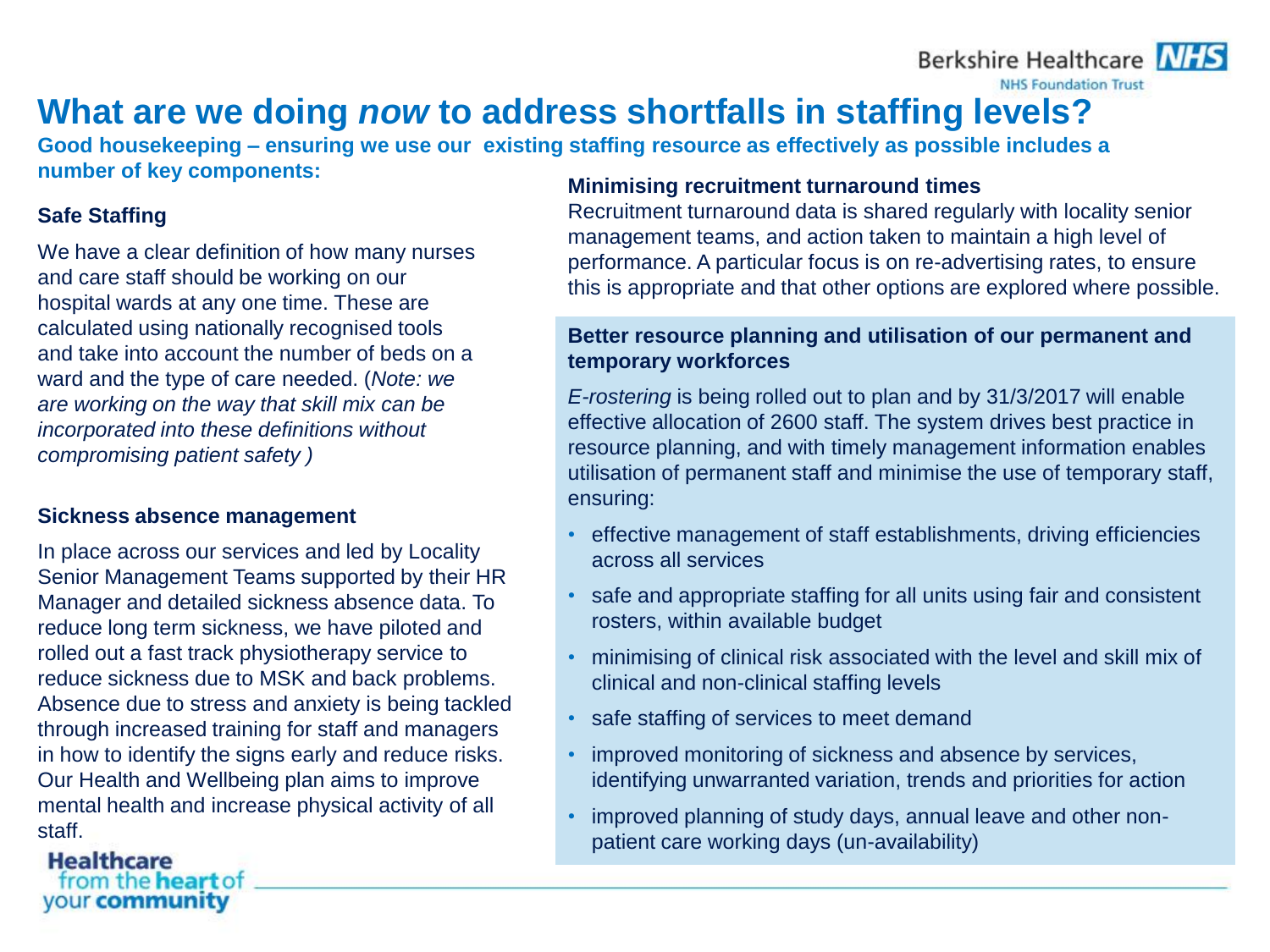# What are we doing *now* to address shortfalls in staffing levels?

**Good housekeeping – ensuring we use our existing staffing resource as effectively as possible includes a number of key components:**

### Safe Staffing

We have a clear definition of how many nurses and care staff should be working on our hospital wards at any one time. These are calculated using nationally recognised tools and take into account the number of beds on a ward and the type of care needed. (*Note: we are working on the way that skill mix can be incorporated into these definitions without compromising patient safety )*

### Sickness absence management

In place across our services and led by Locality Senior Management Teams supported by their HR Manager and detailed sickness absence data. To reduce long term sickness, we have piloted and rolled out a fast track physiotherapy service to reduce sickness due to MSK and back problems. Absence due to stress and anxiety is being tackled through increased training for staff and managers in how to identify the signs early and reduce risks. Our Health and Wellbeing plan aims to improve mental health and increase physical activity of all staff.

### Minimising recruitment turnaround times

Recruitment turnaround data is shared regularly with locality senior management teams, and action taken to maintain a high level of performance. A particular focus is on re-advertising rates, to ensure this is appropriate and that other options are explored where possible.

### Better resource planning and utilisation of our permanent and temporary workforces

*E-rostering* is being rolled out to plan and by 31/3/2017 will enable effective allocation of 2600 staff. The system drives best practice in resource planning, and with timely management information enables utilisation of permanent staff and minimise the use of temporary staff, ensuring:

- effective management of staff establishments, driving efficiencies across all services
- safe and appropriate staffing for all units using fair and consistent rosters, within available budget
- minimising of clinical risk associated with the level and skill mix of clinical and non-clinical staffing levels
- safe staffing of services to meet demand
- improved monitoring of sickness and absence by services, identifying unwarranted variation, trends and priorities for action
- improved planning of study days, annual leave and other non-patient care working days (un-availability)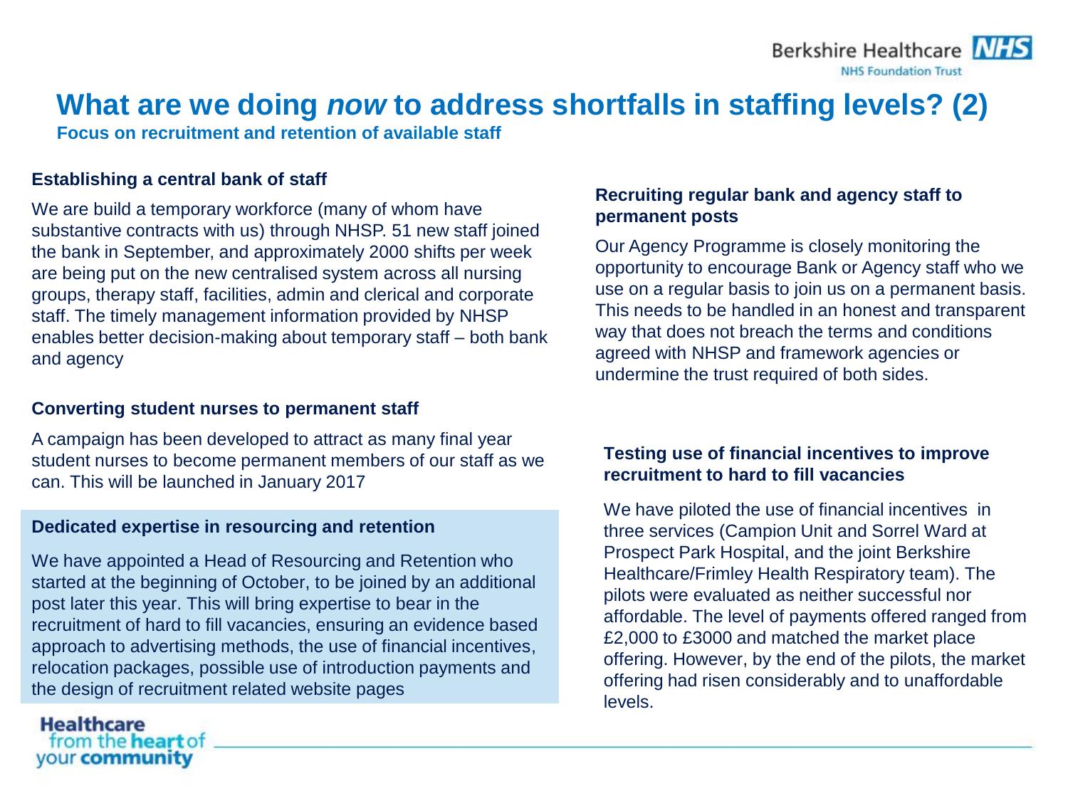# What are we doing *now* to address shortfalls in staffing levels? (2)

**Focus on recruitment and retention of available staff**

### Establishing a central bank of staff

We are build a temporary workforce (many of whom have substantive contracts with us) through NHSP. 51 new staff joined the bank in September, and approximately 2000 shifts per week are being put on the new centralised system across all nursing groups, therapy staff, facilities, admin and clerical and corporate staff. The timely management information provided by NHSP enables better decision-making about temporary staff – both bank and agency

### Converting student nurses to permanent staff

A campaign has been developed to attract as many final year student nurses to become permanent members of our staff as we can. This will be launched in January 2017

### Dedicated expertise in resourcing and retention

We have appointed a Head of Resourcing and Retention who started at the beginning of October, to be joined by an additional post later this year. This will bring expertise to bear in the recruitment of hard to fill vacancies, ensuring an evidence based approach to advertising methods, the use of financial incentives, relocation packages, possible use of introduction payments and the design of recruitment related website pages

### Recruiting regular bank and agency staff to permanent posts

Our Agency Programme is closely monitoring the opportunity to encourage Bank or Agency staff who we use on a regular basis to join us on a permanent basis. This needs to be handled in an honest and transparent way that does not breach the terms and conditions agreed with NHSP and framework agencies or undermine the trust required of both sides.

### Testing use of financial incentives to improve recruitment to hard to fill vacancies

We have piloted the use of financial incentives in three services (Campion Unit and Sorrel Ward at Prospect Park Hospital, and the joint Berkshire Healthcare/Frimley Health Respiratory team). The pilots were evaluated as neither successful nor affordable. The level of payments offered ranged from £2,000 to £3000 and matched the market place offering. However, by the end of the pilots, the market offering had risen considerably and to unaffordable levels.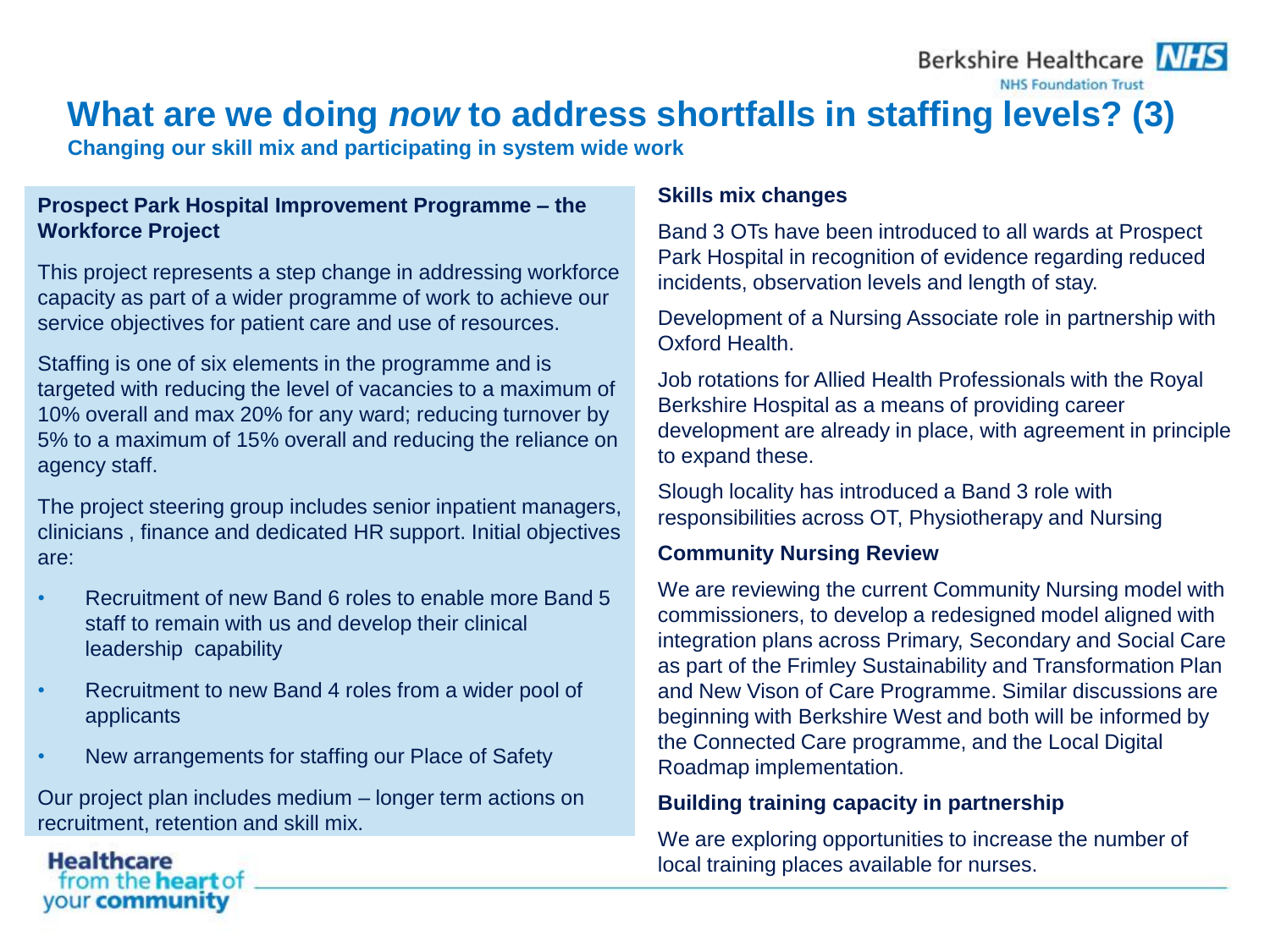# What are we doing *now* to address shortfalls in staffing levels? (3)

**Changing our skill mix and participating in system wide work**

**Prospect Park Hospital Improvement Programme – the Workforce Project**

This project represents a step change in addressing workforce capacity as part of a wider programme of work to achieve our service objectives for patient care and use of resources.

Staffing is one of six elements in the programme and is targeted with reducing the level of vacancies to a maximum of 10% overall and max 20% for any ward; reducing turnover by 5% to a maximum of 15% overall and reducing the reliance on agency staff.

The project steering group includes senior inpatient managers, clinicians , finance and dedicated HR support. Initial objectives are:

- Recruitment of new Band 6 roles to enable more Band 5 staff to remain with us and develop their clinical leadership capability
- Recruitment to new Band 4 roles from a wider pool of applicants
- New arrangements for staffing our Place of Safety

Our project plan includes medium – longer term actions on recruitment, retention and skill mix.

**Skills mix changes**

Band 3 OTs have been introduced to all wards at Prospect Park Hospital in recognition of evidence regarding reduced incidents, observation levels and length of stay.

Development of a Nursing Associate role in partnership with Oxford Health.

Job rotations for Allied Health Professionals with the Royal Berkshire Hospital as a means of providing career development are already in place, with agreement in principle to expand these.

Slough locality has introduced a Band 3 role with responsibilities across OT, Physiotherapy and Nursing

**Community Nursing Review**

We are reviewing the current Community Nursing model with commissioners, to develop a redesigned model aligned with integration plans across Primary, Secondary and Social Care as part of the Frimley Sustainability and Transformation Plan and New Vison of Care Programme. Similar discussions are beginning with Berkshire West and both will be informed by the Connected Care programme, and the Local Digital Roadmap implementation.

**Building training capacity in partnership**

We are exploring opportunities to increase the number of local training places available for nurses.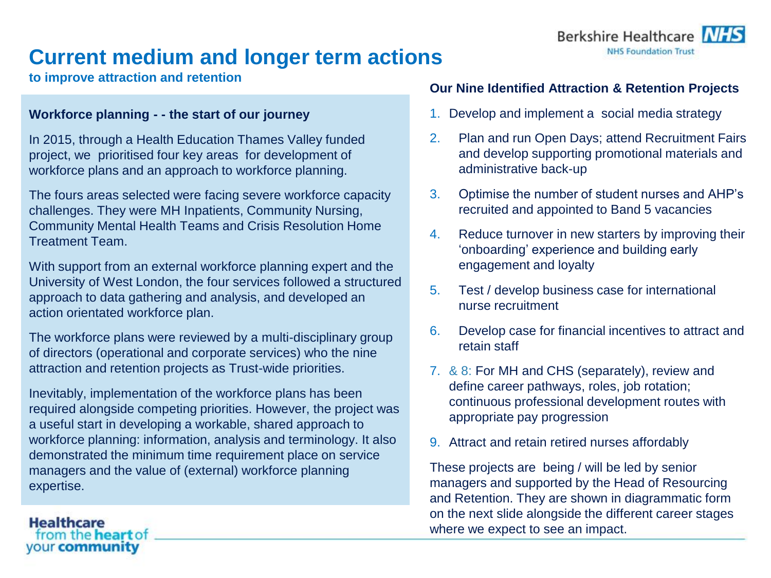# Current medium and longer term actions

**to improve attraction and retention**

### Workforce planning - - the start of our journey

In 2015, through a Health Education Thames Valley funded project, we prioritised four key areas for development of workforce plans and an approach to workforce planning.

The fours areas selected were facing severe workforce capacity challenges. They were MH Inpatients, Community Nursing, Community Mental Health Teams and Crisis Resolution Home Treatment Team.

With support from an external workforce planning expert and the University of West London, the four services followed a structured approach to data gathering and analysis, and developed an action orientated workforce plan.

The workforce plans were reviewed by a multi-disciplinary group of directors (operational and corporate services) who the nine attraction and retention projects as Trust-wide priorities.

Inevitably, implementation of the workforce plans has been required alongside competing priorities. However, the project was a useful start in developing a workable, shared approach to workforce planning: information, analysis and terminology. It also demonstrated the minimum time requirement place on service managers and the value of (external) workforce planning expertise.

### Our Nine Identified Attraction & Retention Projects

1. Develop and implement a social media strategy
2. Plan and run Open Days; attend Recruitment Fairs and develop supporting promotional materials and administrative back-up
3. Optimise the number of student nurses and AHP's recruited and appointed to Band 5 vacancies
4. Reduce turnover in new starters by improving their 'onboarding' experience and building early engagement and loyalty
5. Test / develop business case for international nurse recruitment
6. Develop case for financial incentives to attract and retain staff
7. & 8: For MH and CHS (separately), review and define career pathways, roles, job rotation; continuous professional development routes with appropriate pay progression
9. Attract and retain retired nurses affordably

These projects are being / will be led by senior managers and supported by the Head of Resourcing and Retention. They are shown in diagrammatic form on the next slide alongside the different career stages where we expect to see an impact.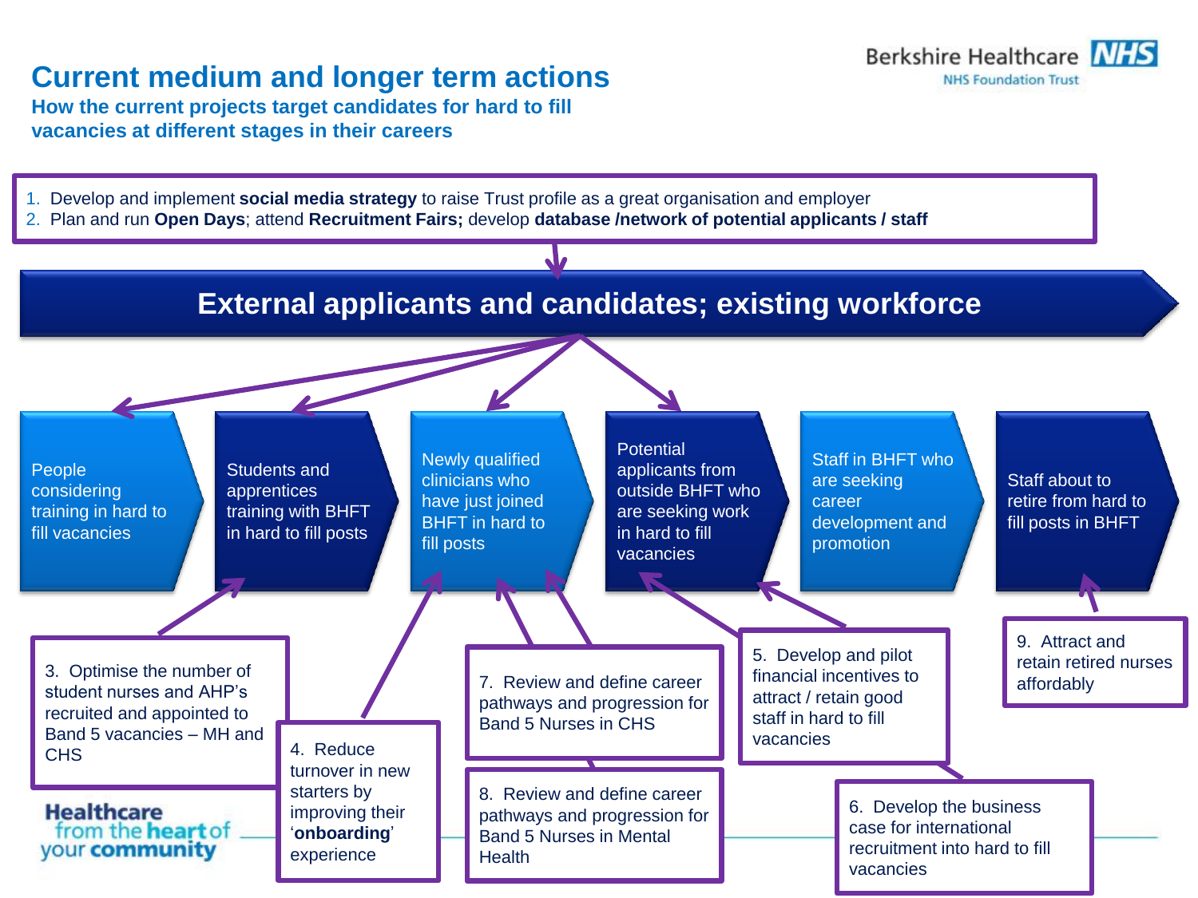# Current medium and longer term actions

**How the current projects target candidates for hard to fill vacancies at different stages in their careers**

1. Develop and implement **social media strategy** to raise Trust profile as a great organisation and employer
2. Plan and run **Open Days**; attend **Recruitment Fairs;** develop **database /network of potential applicants / staff**

## External applicants and candidates; existing workforce

- People considering training in hard to fill vacancies
- Students and apprentices training with BHFT in hard to fill posts
- Newly qualified clinicians who have just joined BHFT in hard to fill posts
- Potential applicants from outside BHFT who are seeking work in hard to fill vacancies
- Staff in BHFT who are seeking career development and promotion
- Staff about to retire from hard to fill posts in BHFT

3. Optimise the number of student nurses and AHP's recruited and appointed to Band 5 vacancies – MH and CHS
4. Reduce turnover in new starters by improving their '**onboarding**' experience
5. Develop and pilot financial incentives to attract / retain good staff in hard to fill vacancies
6. Develop the business case for international recruitment into hard to fill vacancies
7. Review and define career pathways and progression for Band 5 Nurses in CHS
8. Review and define career pathways and progression for Band 5 Nurses in Mental Health
9. Attract and retain retired nurses affordably

Healthcare from the heart of your community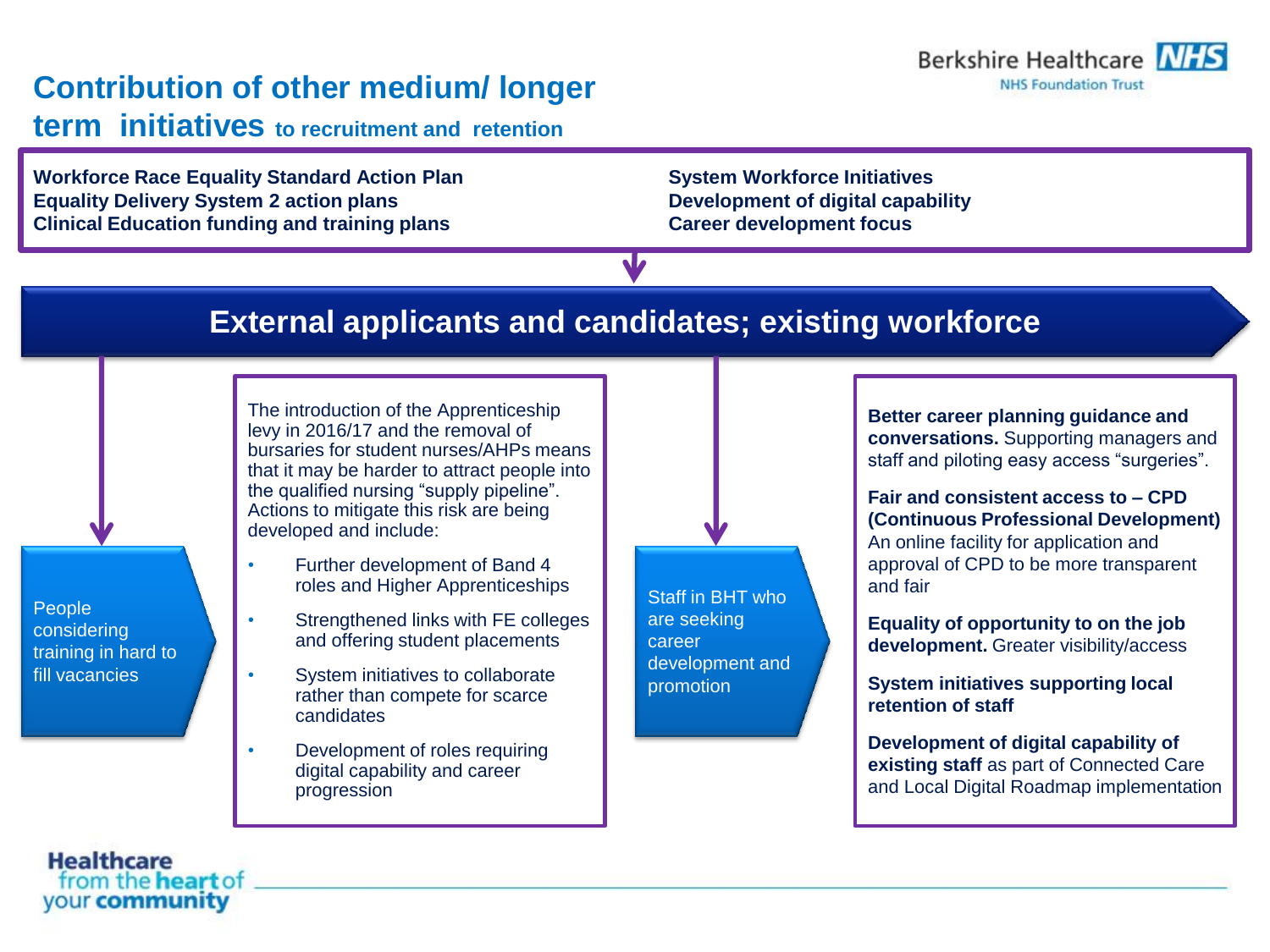# Contribution of other medium/ longer term initiatives to recruitment and retention

**Workforce Race Equality Standard Action Plan**
**Equality Delivery System 2 action plans**
**Clinical Education funding and training plans**

**System Workforce Initiatives**
**Development of digital capability**
**Career development focus**

## External applicants and candidates; existing workforce

People considering training in hard to fill vacancies

The introduction of the Apprenticeship levy in 2016/17 and the removal of bursaries for student nurses/AHPs means that it may be harder to attract people into the qualified nursing "supply pipeline". Actions to mitigate this risk are being developed and include:

- Further development of Band 4 roles and Higher Apprenticeships
- Strengthened links with FE colleges and offering student placements
- System initiatives to collaborate rather than compete for scarce candidates
- Development of roles requiring digital capability and career progression

Staff in BHT who are seeking career development and promotion

**Better career planning guidance and conversations.** Supporting managers and staff and piloting easy access "surgeries".

**Fair and consistent access to – CPD (Continuous Professional Development)** An online facility for application and approval of CPD to be more transparent and fair

**Equality of opportunity to on the job development.** Greater visibility/access

**System initiatives supporting local retention of staff**

**Development of digital capability of existing staff** as part of Connected Care and Local Digital Roadmap implementation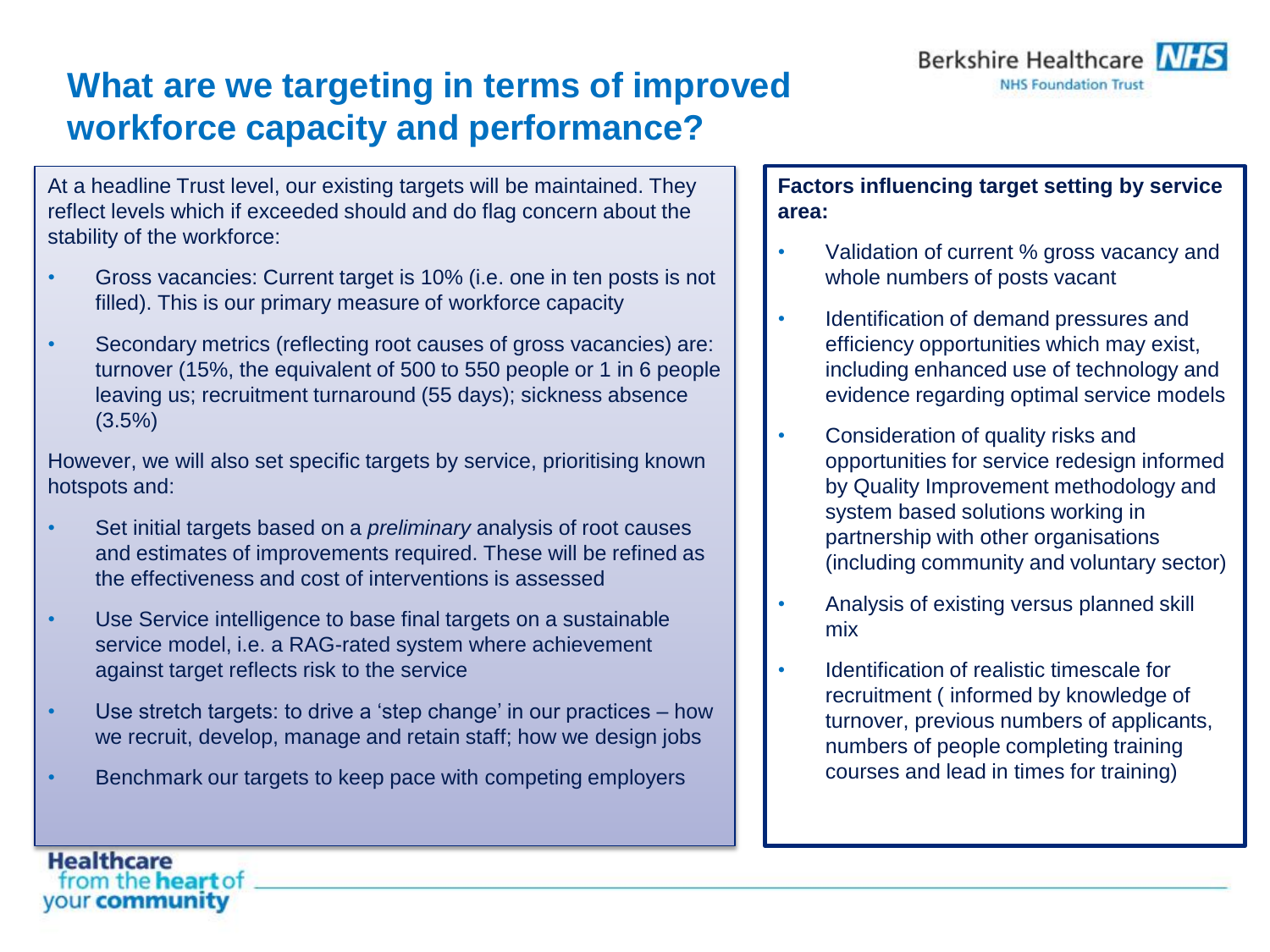# What are we targeting in terms of improved workforce capacity and performance?

At a headline Trust level, our existing targets will be maintained. They reflect levels which if exceeded should and do flag concern about the stability of the workforce:

- Gross vacancies: Current target is 10% (i.e. one in ten posts is not filled). This is our primary measure of workforce capacity
- Secondary metrics (reflecting root causes of gross vacancies) are: turnover (15%, the equivalent of 500 to 550 people or 1 in 6 people leaving us; recruitment turnaround (55 days); sickness absence (3.5%)

However, we will also set specific targets by service, prioritising known hotspots and:

- Set initial targets based on a *preliminary* analysis of root causes and estimates of improvements required. These will be refined as the effectiveness and cost of interventions is assessed
- Use Service intelligence to base final targets on a sustainable service model, i.e. a RAG-rated system where achievement against target reflects risk to the service
- Use stretch targets: to drive a 'step change' in our practices – how we recruit, develop, manage and retain staff; how we design jobs
- Benchmark our targets to keep pace with competing employers

**Factors influencing target setting by service area:**

- Validation of current % gross vacancy and whole numbers of posts vacant
- Identification of demand pressures and efficiency opportunities which may exist, including enhanced use of technology and evidence regarding optimal service models
- Consideration of quality risks and opportunities for service redesign informed by Quality Improvement methodology and system based solutions working in partnership with other organisations (including community and voluntary sector)
- Analysis of existing versus planned skill mix
- Identification of realistic timescale for recruitment ( informed by knowledge of turnover, previous numbers of applicants, numbers of people completing training courses and lead in times for training)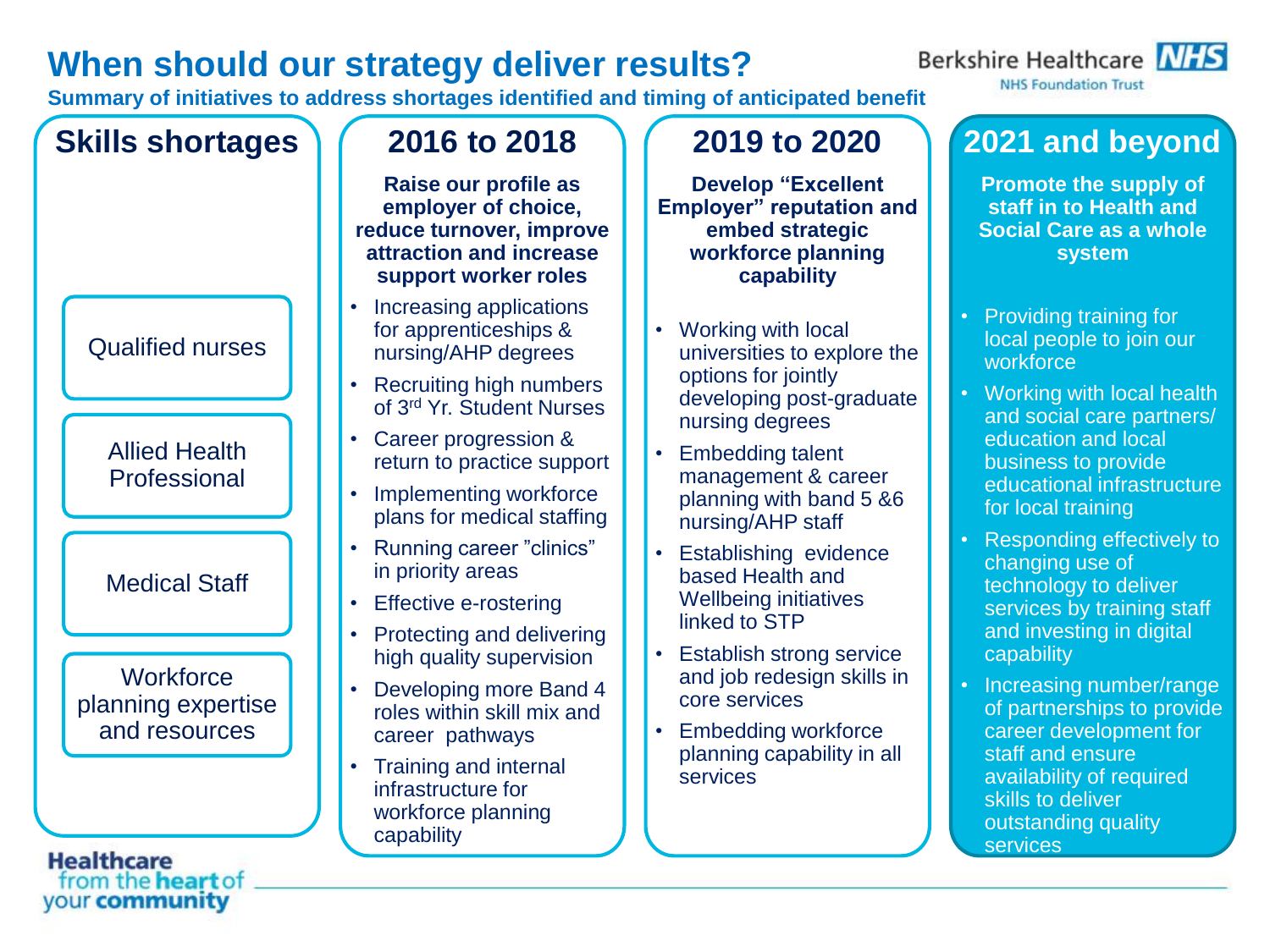# When should our strategy deliver results?

**Summary of initiatives to address shortages identified and timing of anticipated benefit**

## Skills shortages

- Qualified nurses
- Allied Health Professional
- Medical Staff
- Workforce planning expertise and resources

## 2016 to 2018

**Raise our profile as employer of choice, reduce turnover, improve attraction and increase support worker roles**

- Increasing applications for apprenticeships & nursing/AHP degrees
- Recruiting high numbers of 3rd Yr. Student Nurses
- Career progression & return to practice support
- Implementing workforce plans for medical staffing
- Running career "clinics" in priority areas
- Effective e-rostering
- Protecting and delivering high quality supervision
- Developing more Band 4 roles within skill mix and career pathways
- Training and internal infrastructure for workforce planning capability

## 2019 to 2020

**Develop "Excellent Employer" reputation and embed strategic workforce planning capability**

- Working with local universities to explore the options for jointly developing post-graduate nursing degrees
- Embedding talent management & career planning with band 5 &6 nursing/AHP staff
- Establishing evidence based Health and Wellbeing initiatives linked to STP
- Establish strong service and job redesign skills in core services
- Embedding workforce planning capability in all services

## 2021 and beyond

**Promote the supply of staff in to Health and Social Care as a whole system**

- Providing training for local people to join our workforce
- Working with local health and social care partners/ education and local business to provide educational infrastructure for local training
- Responding effectively to changing use of technology to deliver services by training staff and investing in digital capability
- Increasing number/range of partnerships to provide career development for staff and ensure availability of required skills to deliver outstanding quality services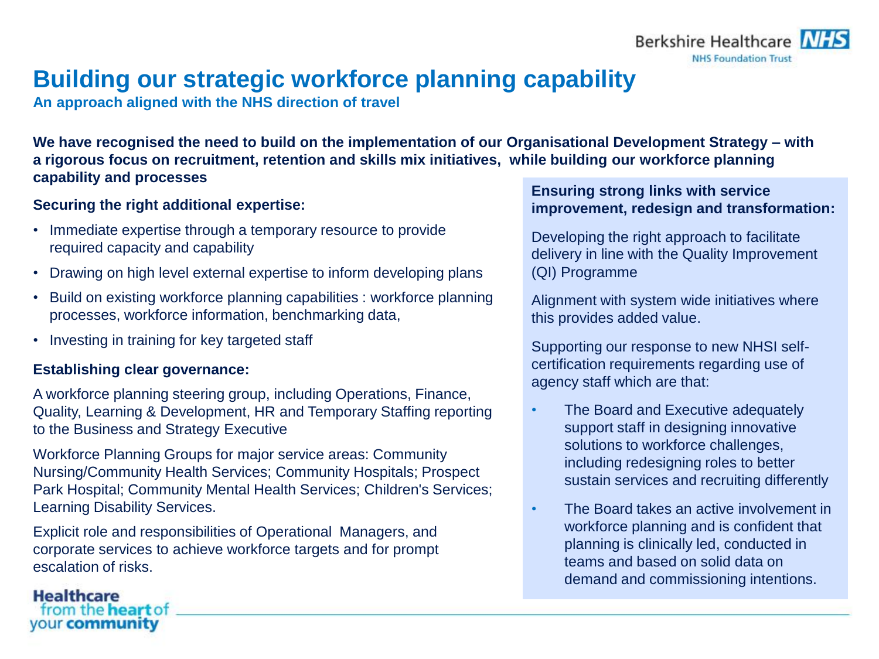# Building our strategic workforce planning capability

**An approach aligned with the NHS direction of travel**

**We have recognised the need to build on the implementation of our Organisational Development Strategy – with a rigorous focus on recruitment, retention and skills mix initiatives, while building our workforce planning capability and processes**

**Securing the right additional expertise:**

- Immediate expertise through a temporary resource to provide required capacity and capability
- Drawing on high level external expertise to inform developing plans
- Build on existing workforce planning capabilities : workforce planning processes, workforce information, benchmarking data,
- Investing in training for key targeted staff

**Establishing clear governance:**

A workforce planning steering group, including Operations, Finance, Quality, Learning & Development, HR and Temporary Staffing reporting to the Business and Strategy Executive

Workforce Planning Groups for major service areas: Community Nursing/Community Health Services; Community Hospitals; Prospect Park Hospital; Community Mental Health Services; Children's Services; Learning Disability Services.

Explicit role and responsibilities of Operational Managers, and corporate services to achieve workforce targets and for prompt escalation of risks.

**Ensuring strong links with service improvement, redesign and transformation:**

Developing the right approach to facilitate delivery in line with the Quality Improvement (QI) Programme

Alignment with system wide initiatives where this provides added value.

Supporting our response to new NHSI self-certification requirements regarding use of agency staff which are that:

- The Board and Executive adequately support staff in designing innovative solutions to workforce challenges, including redesigning roles to better sustain services and recruiting differently
- The Board takes an active involvement in workforce planning and is confident that planning is clinically led, conducted in teams and based on solid data on demand and commissioning intentions.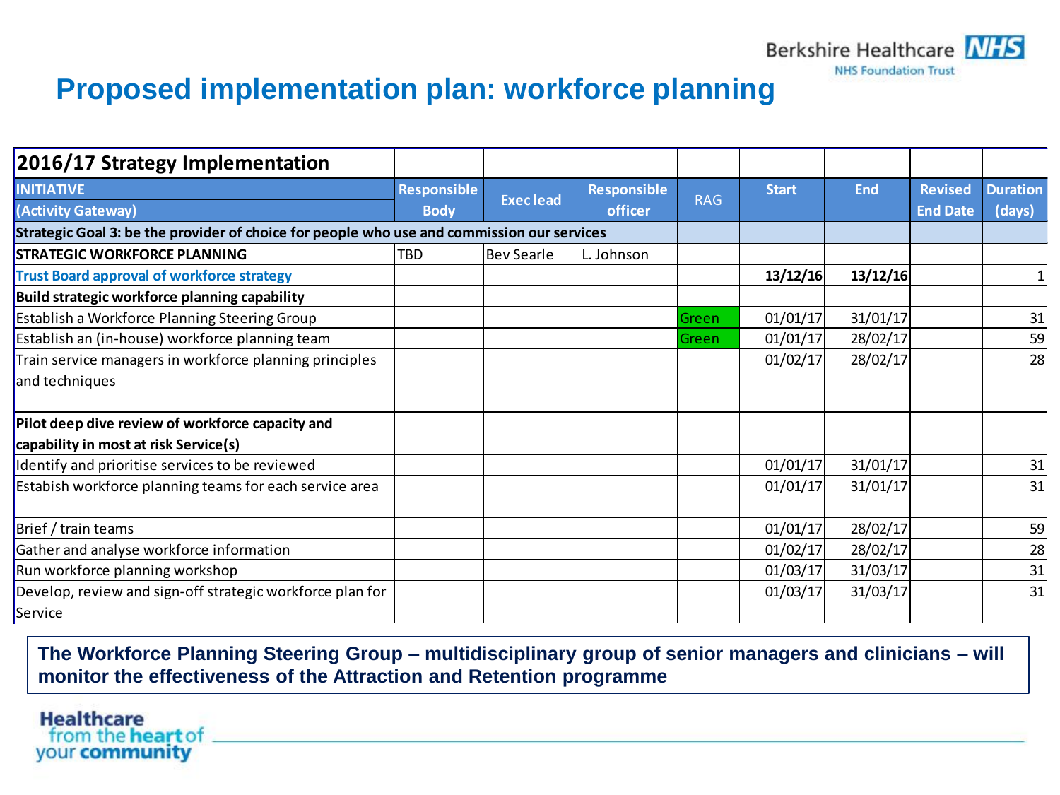# Proposed implementation plan: workforce planning

| 2016/17 Strategy Implementation | | | | | | | | |
|---|---|---|---|---|---|---|---|---|
| INITIATIVE (Activity Gateway) | Responsible Body | Exec lead | Responsible officer | RAG | Start | End | Revised End Date | Duration (days) |
| Strategic Goal 3: be the provider of choice for people who use and commission our services | | | | | | | | |
| **STRATEGIC WORKFORCE PLANNING** | TBD | Bev Searle | L. Johnson | | | | | |
| Trust Board approval of workforce strategy | | | | | **13/12/16** | **13/12/16** | | 1 |
| **Build strategic workforce planning capability** | | | | | | | | |
| Establish a Workforce Planning Steering Group | | | | Green | 01/01/17 | 31/01/17 | | 31 |
| Establish an (in-house) workforce planning team | | | | Green | 01/01/17 | 28/02/17 | | 59 |
| Train service managers in workforce planning principles and techniques | | | | | 01/02/17 | 28/02/17 | | 28 |
| | | | | | | | | |
| **Pilot deep dive review of workforce capacity and capability in most at risk Service(s)** | | | | | | | | |
| Identify and prioritise services to be reviewed | | | | | 01/01/17 | 31/01/17 | | 31 |
| Estabish workforce planning teams for each service area | | | | | 01/01/17 | 31/01/17 | | 31 |
| Brief / train teams | | | | | 01/01/17 | 28/02/17 | | 59 |
| Gather and analyse workforce information | | | | | 01/02/17 | 28/02/17 | | 28 |
| Run workforce planning workshop | | | | | 01/03/17 | 31/03/17 | | 31 |
| Develop, review and sign-off strategic workforce plan for Service | | | | | 01/03/17 | 31/03/17 | | 31 |

**The Workforce Planning Steering Group – multidisciplinary group of senior managers and clinicians – will monitor the effectiveness of the Attraction and Retention programme**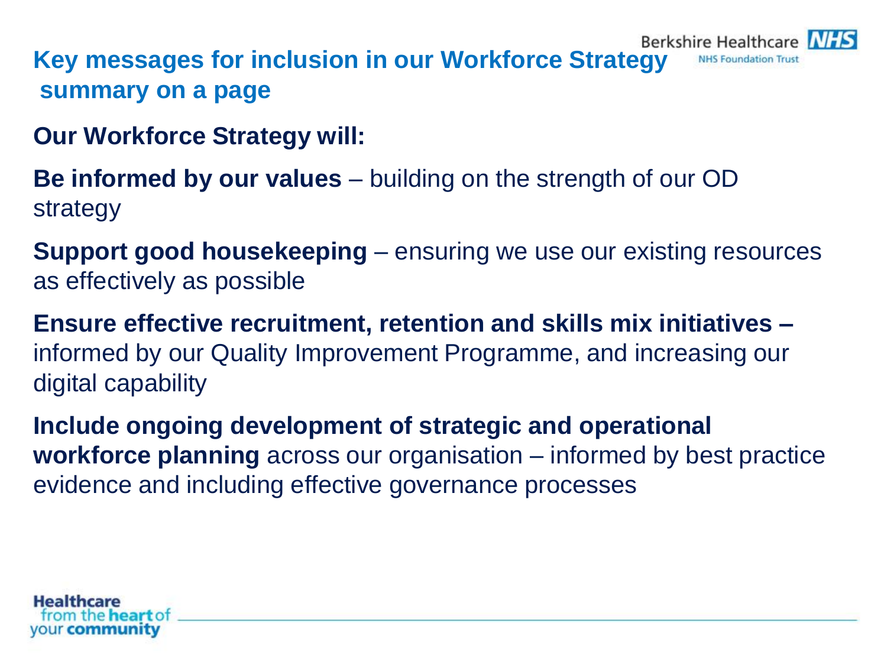## Key messages for inclusion in our Workforce Strategy summary on a page

**Our Workforce Strategy will:**

**Be informed by our values** – building on the strength of our OD strategy

**Support good housekeeping** – ensuring we use our existing resources as effectively as possible

**Ensure effective recruitment, retention and skills mix initiatives –** informed by our Quality Improvement Programme, and increasing our digital capability

**Include ongoing development of strategic and operational workforce planning** across our organisation – informed by best practice evidence and including effective governance processes